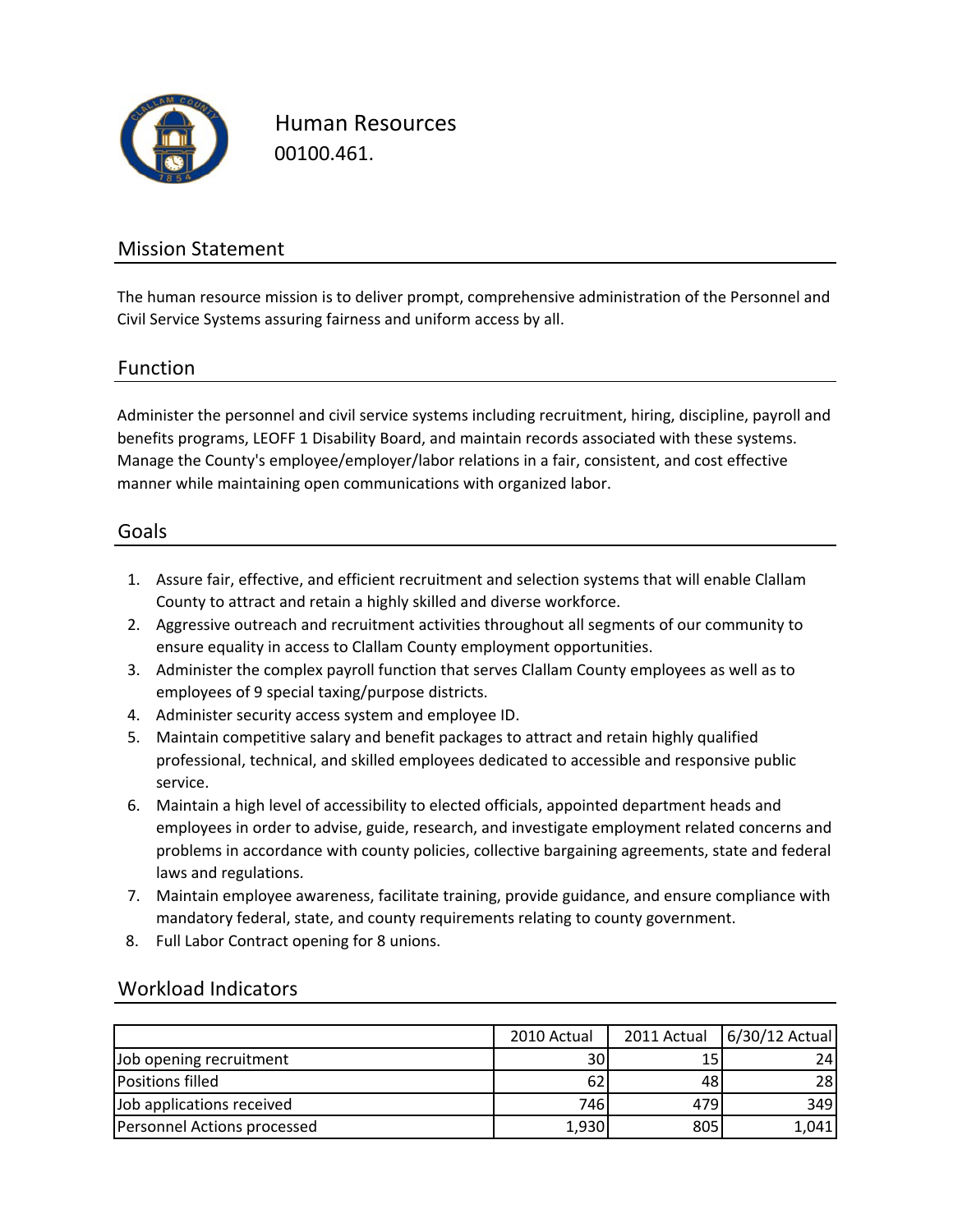# Human Resources

00100.461.

## Mission Statement

The human resource mission is to deliver prompt, comprehensive administration of the Personnel and Civil Service Systems assuring fairness and uniform access by all.

## Function

Administer the personnel and civil service systems including recruitment, hiring, discipline, payroll and benefits programs, LEOFF 1 Disability Board, and maintain records associated with these systems. Manage the County's employee/employer/labor relations in a fair, consistent, and cost effective manner while maintaining open communications with organized labor.

## Goals

1. Assure fair, effective, and efficient recruitment and selection systems that will enable Clallam County to attract and retain a highly skilled and diverse workforce.
2. Aggressive outreach and recruitment activities throughout all segments of our community to ensure equality in access to Clallam County employment opportunities.
3. Administer the complex payroll function that serves Clallam County employees as well as to employees of 9 special taxing/purpose districts.
4. Administer security access system and employee ID.
5. Maintain competitive salary and benefit packages to attract and retain highly qualified professional, technical, and skilled employees dedicated to accessible and responsive public service.
6. Maintain a high level of accessibility to elected officials, appointed department heads and employees in order to advise, guide, research, and investigate employment related concerns and problems in accordance with county policies, collective bargaining agreements, state and federal laws and regulations.
7. Maintain employee awareness, facilitate training, provide guidance, and ensure compliance with mandatory federal, state, and county requirements relating to county government.
8. Full Labor Contract opening for 8 unions.

## Workload Indicators

| | 2010 Actual | 2011 Actual | 6/30/12 Actual |
|---|---|---|---|
| Job opening recruitment | 30 | 15 | 24 |
| Positions filled | 62 | 48 | 28 |
| Job applications received | 746 | 479 | 349 |
| Personnel Actions processed | 1,930 | 805 | 1,041 |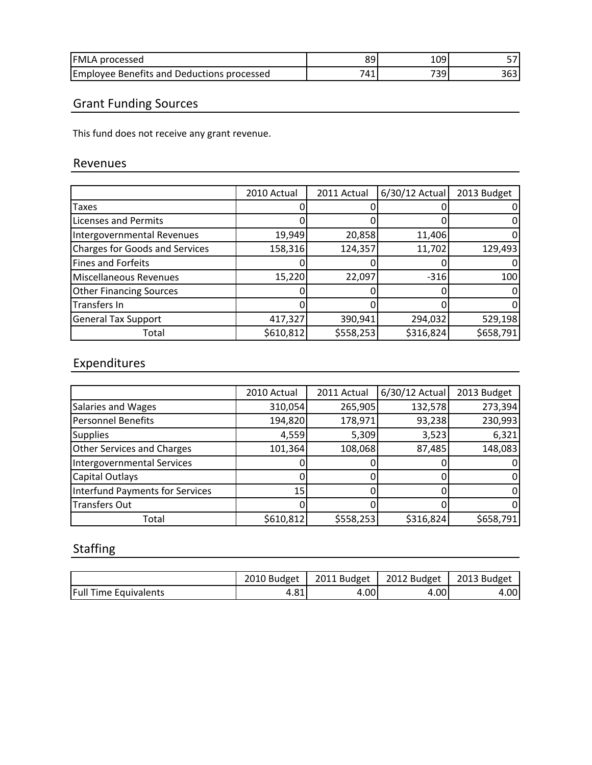| | | | |
|---|---|---|---|
| FMLA processed | 89 | 109 | 57 |
| Employee Benefits and Deductions processed | 741 | 739 | 363 |

## Grant Funding Sources

This fund does not receive any grant revenue.

## Revenues

| | 2010 Actual | 2011 Actual | 6/30/12 Actual | 2013 Budget |
|---|---|---|---|---|
| Taxes | 0 | 0 | 0 | 0 |
| Licenses and Permits | 0 | 0 | 0 | 0 |
| Intergovernmental Revenues | 19,949 | 20,858 | 11,406 | 0 |
| Charges for Goods and Services | 158,316 | 124,357 | 11,702 | 129,493 |
| Fines and Forfeits | 0 | 0 | 0 | 0 |
| Miscellaneous Revenues | 15,220 | 22,097 | -316 | 100 |
| Other Financing Sources | 0 | 0 | 0 | 0 |
| Transfers In | 0 | 0 | 0 | 0 |
| General Tax Support | 417,327 | 390,941 | 294,032 | 529,198 |
| Total | $610,812 | $558,253 | $316,824 | $658,791 |

## Expenditures

| | 2010 Actual | 2011 Actual | 6/30/12 Actual | 2013 Budget |
|---|---|---|---|---|
| Salaries and Wages | 310,054 | 265,905 | 132,578 | 273,394 |
| Personnel Benefits | 194,820 | 178,971 | 93,238 | 230,993 |
| Supplies | 4,559 | 5,309 | 3,523 | 6,321 |
| Other Services and Charges | 101,364 | 108,068 | 87,485 | 148,083 |
| Intergovernmental Services | 0 | 0 | 0 | 0 |
| Capital Outlays | 0 | 0 | 0 | 0 |
| Interfund Payments for Services | 15 | 0 | 0 | 0 |
| Transfers Out | 0 | 0 | 0 | 0 |
| Total | $610,812 | $558,253 | $316,824 | $658,791 |

## Staffing

| | 2010 Budget | 2011 Budget | 2012 Budget | 2013 Budget |
|---|---|---|---|---|
| Full Time Equivalents | 4.81 | 4.00 | 4.00 | 4.00 |